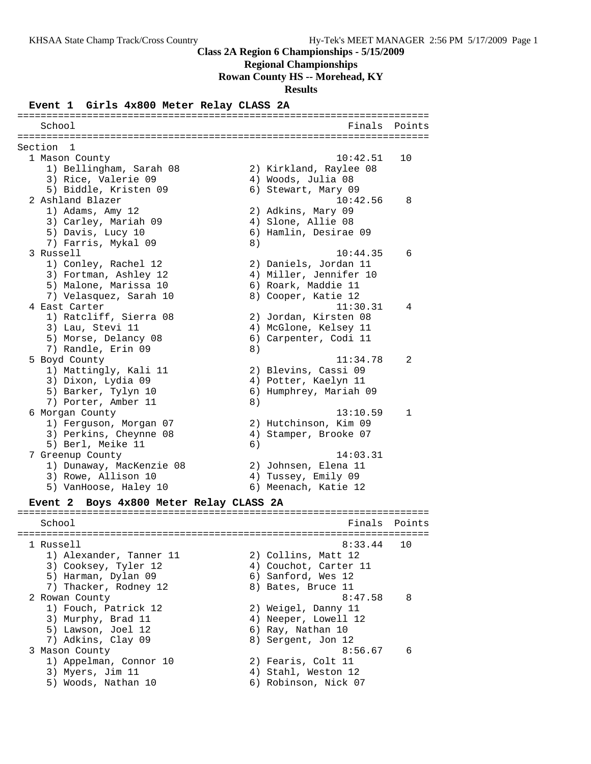# Class 2A Region 6 Championships - 5/15/2009

## Regional Championships

## Rowan County HS -- Morehead, KY

## Results

### Event 1 Girls 4x800 Meter Relay CLASS 2A

```
=======================================================================
   School                                               Finals  Points
=======================================================================
Section  1
  1 Mason County                                      10:42.51   10
     1) Bellingham, Sarah 08            2) Kirkland, Raylee 08
     3) Rice, Valerie 09                4) Woods, Julia 08
     5) Biddle, Kristen 09              6) Stewart, Mary 09
  2 Ashland Blazer                                    10:42.56    8
     1) Adams, Amy 12                   2) Adkins, Mary 09
     3) Carley, Mariah 09               4) Slone, Allie 08
     5) Davis, Lucy 10                  6) Hamlin, Desirae 09
     7) Farris, Mykal 09                8)
  3 Russell                                           10:44.35    6
     1) Conley, Rachel 12               2) Daniels, Jordan 11
     3) Fortman, Ashley 12              4) Miller, Jennifer 10
     5) Malone, Marissa 10              6) Roark, Maddie 11
     7) Velasquez, Sarah 10             8) Cooper, Katie 12
  4 East Carter                                       11:30.31    4
     1) Ratcliff, Sierra 08             2) Jordan, Kirsten 08
     3) Lau, Stevi 11                   4) McGlone, Kelsey 11
     5) Morse, Delancy 08               6) Carpenter, Codi 11
     7) Randle, Erin 09                 8)
  5 Boyd County                                       11:34.78    2
     1) Mattingly, Kali 11              2) Blevins, Cassi 09
     3) Dixon, Lydia 09                 4) Potter, Kaelyn 11
     5) Barker, Tylyn 10                6) Humphrey, Mariah 09
     7) Porter, Amber 11                8)
  6 Morgan County                                     13:10.59    1
     1) Ferguson, Morgan 07             2) Hutchinson, Kim 09
     3) Perkins, Cheynne 08             4) Stamper, Brooke 07
     5) Berl, Meike 11                  6)
  7 Greenup County                                    14:03.31
     1) Dunaway, MacKenzie 08           2) Johnsen, Elena 11
     3) Rowe, Allison 10                4) Tussey, Emily 09
     5) VanHoose, Haley 10              6) Meenach, Katie 12
```

### Event 2 Boys 4x800 Meter Relay CLASS 2A

```
=======================================================================
   School                                               Finals  Points
=======================================================================
  1 Russell                                            8:33.44   10
     1) Alexander, Tanner 11            2) Collins, Matt 12
     3) Cooksey, Tyler 12               4) Couchot, Carter 11
     5) Harman, Dylan 09                6) Sanford, Wes 12
     7) Thacker, Rodney 12              8) Bates, Bruce 11
  2 Rowan County                                       8:47.58    8
     1) Fouch, Patrick 12               2) Weigel, Danny 11
     3) Murphy, Brad 11                 4) Neeper, Lowell 12
     5) Lawson, Joel 12                 6) Ray, Nathan 10
     7) Adkins, Clay 09                 8) Sergent, Jon 12
  3 Mason County                                       8:56.67    6
     1) Appelman, Connor 10             2) Fearis, Colt 11
     3) Myers, Jim 11                   4) Stahl, Weston 12
     5) Woods, Nathan 10                6) Robinson, Nick 07
```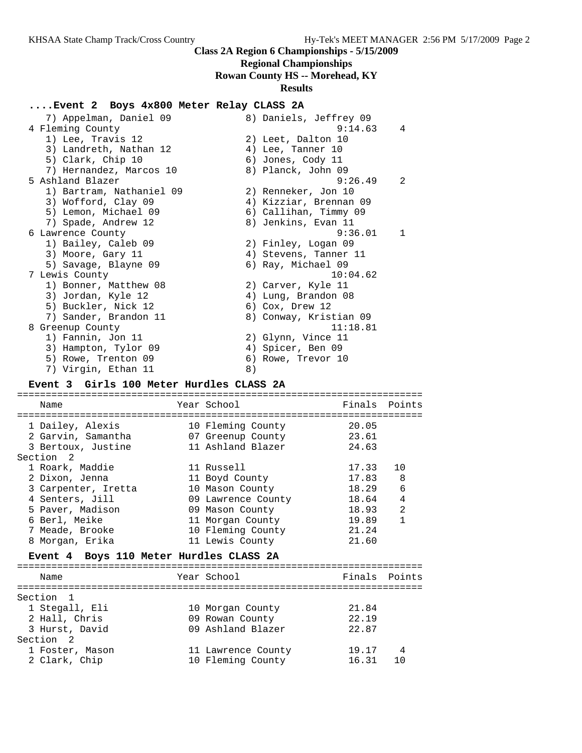**Class 2A Region 6 Championships - 5/15/2009**

**Regional Championships**

**Rowan County HS -- Morehead, KY**

**Results**

### ....Event 2 Boys 4x800 Meter Relay CLASS 2A

```
   7) Appelman, Daniel 09             8) Daniels, Jeffrey 09
 4 Fleming County                                    9:14.63    4
   1) Lee, Travis 12                  2) Leet, Dalton 10
   3) Landreth, Nathan 12             4) Lee, Tanner 10
   5) Clark, Chip 10                  6) Jones, Cody 11
   7) Hernandez, Marcos 10            8) Planck, John 09
 5 Ashland Blazer                                    9:26.49    2
   1) Bartram, Nathaniel 09           2) Renneker, Jon 10
   3) Wofford, Clay 09                4) Kizziar, Brennan 09
   5) Lemon, Michael 09               6) Callihan, Timmy 09
   7) Spade, Andrew 12                8) Jenkins, Evan 11
 6 Lawrence County                                   9:36.01    1
   1) Bailey, Caleb 09                2) Finley, Logan 09
   3) Moore, Gary 11                  4) Stevens, Tanner 11
   5) Savage, Blayne 09               6) Ray, Michael 09
 7 Lewis County                                     10:04.62
   1) Bonner, Matthew 08              2) Carver, Kyle 11
   3) Jordan, Kyle 12                 4) Lung, Brandon 08
   5) Buckler, Nick 12                6) Cox, Drew 12
   7) Sander, Brandon 11              8) Conway, Kristian 09
 8 Greenup County                                   11:18.81
   1) Fannin, Jon 11                  2) Glynn, Vince 11
   3) Hampton, Tylor 09               4) Spicer, Ben 09
   5) Rowe, Trenton 09                6) Rowe, Trevor 10
   7) Virgin, Ethan 11                8)
```

### Event 3 Girls 100 Meter Hurdles CLASS 2A

```
=======================================================================
    Name                    Year School                  Finals  Points
=======================================================================
  1 Dailey, Alexis          10 Fleming County            20.05
  2 Garvin, Samantha        07 Greenup County            23.61
  3 Bertoux, Justine        11 Ashland Blazer            24.63
Section  2
  1 Roark, Maddie           11 Russell                   17.33   10
  2 Dixon, Jenna            11 Boyd County               17.83    8
  3 Carpenter, Iretta       10 Mason County              18.29    6
  4 Senters, Jill           09 Lawrence County           18.64    4
  5 Paver, Madison          09 Mason County              18.93    2
  6 Berl, Meike             11 Morgan County             19.89    1
  7 Meade, Brooke           10 Fleming County            21.24
  8 Morgan, Erika           11 Lewis County              21.60
```

### Event 4 Boys 110 Meter Hurdles CLASS 2A

```
=======================================================================
    Name                    Year School                  Finals  Points
=======================================================================
Section  1
  1 Stegall, Eli            10 Morgan County             21.84
  2 Hall, Chris             09 Rowan County              22.19
  3 Hurst, David            09 Ashland Blazer            22.87
Section  2
  1 Foster, Mason           11 Lawrence County           19.17    4
  2 Clark, Chip             10 Fleming County            16.31   10
```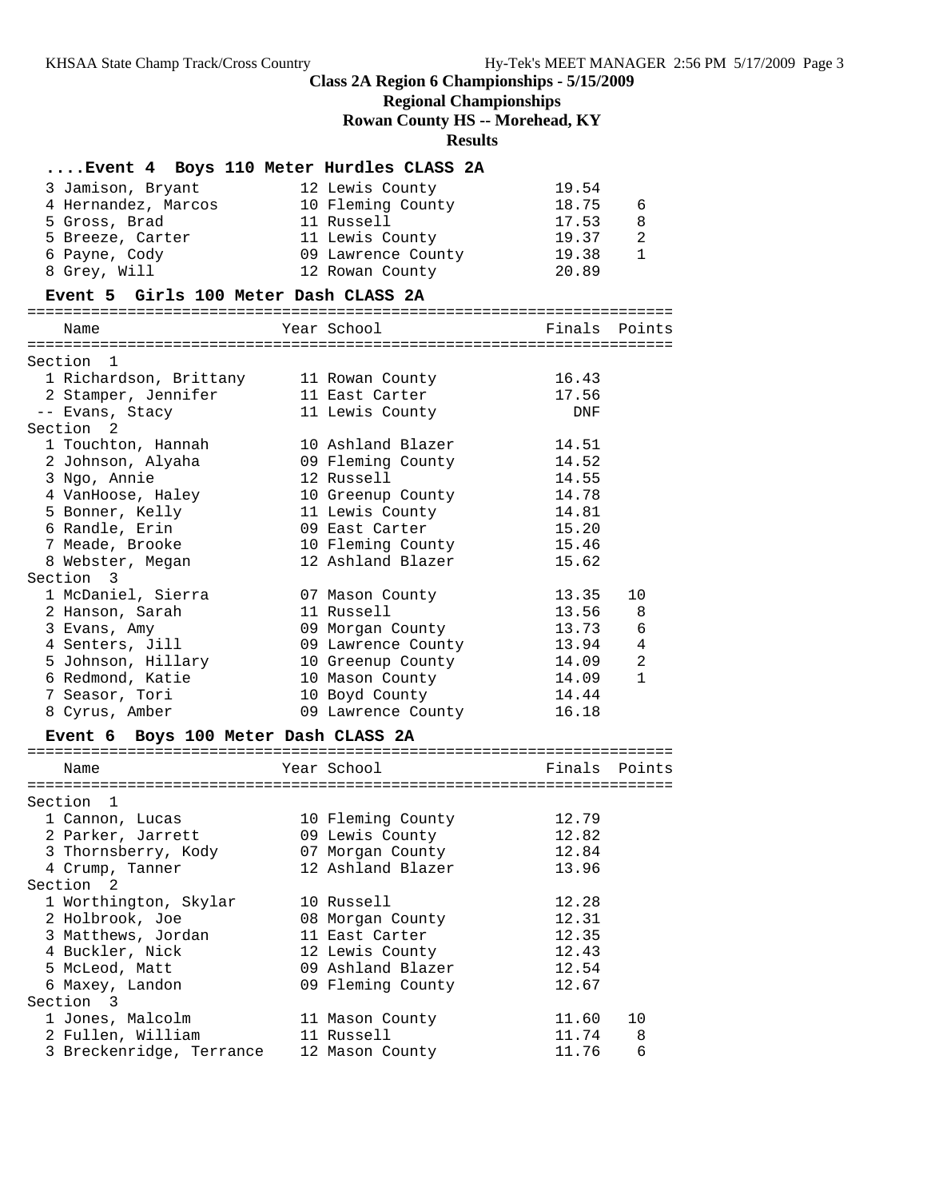**Class 2A Region 6 Championships - 5/15/2009**

**Regional Championships**

**Rowan County HS -- Morehead, KY**

**Results**

### ....Event 4 Boys 110 Meter Hurdles CLASS 2A

| | | | | |
|---|---|---|---|---|
| 3 | Jamison, Bryant | 12 Lewis County | 19.54 | |
| 4 | Hernandez, Marcos | 10 Fleming County | 18.75 | 6 |
| 5 | Gross, Brad | 11 Russell | 17.53 | 8 |
| 5 | Breeze, Carter | 11 Lewis County | 19.37 | 2 |
| 6 | Payne, Cody | 09 Lawrence County | 19.38 | 1 |
| 8 | Grey, Will | 12 Rowan County | 20.89 | |

### Event 5 Girls 100 Meter Dash CLASS 2A

| | Name | Year School | Finals | Points |
|---|---|---|---|---|
| **Section 1** | | | | |
| 1 | Richardson, Brittany | 11 Rowan County | 16.43 | |
| 2 | Stamper, Jennifer | 11 East Carter | 17.56 | |
| -- | Evans, Stacy | 11 Lewis County | DNF | |
| **Section 2** | | | | |
| 1 | Touchton, Hannah | 10 Ashland Blazer | 14.51 | |
| 2 | Johnson, Alyaha | 09 Fleming County | 14.52 | |
| 3 | Ngo, Annie | 12 Russell | 14.55 | |
| 4 | VanHoose, Haley | 10 Greenup County | 14.78 | |
| 5 | Bonner, Kelly | 11 Lewis County | 14.81 | |
| 6 | Randle, Erin | 09 East Carter | 15.20 | |
| 7 | Meade, Brooke | 10 Fleming County | 15.46 | |
| 8 | Webster, Megan | 12 Ashland Blazer | 15.62 | |
| **Section 3** | | | | |
| 1 | McDaniel, Sierra | 07 Mason County | 13.35 | 10 |
| 2 | Hanson, Sarah | 11 Russell | 13.56 | 8 |
| 3 | Evans, Amy | 09 Morgan County | 13.73 | 6 |
| 4 | Senters, Jill | 09 Lawrence County | 13.94 | 4 |
| 5 | Johnson, Hillary | 10 Greenup County | 14.09 | 2 |
| 6 | Redmond, Katie | 10 Mason County | 14.09 | 1 |
| 7 | Seasor, Tori | 10 Boyd County | 14.44 | |
| 8 | Cyrus, Amber | 09 Lawrence County | 16.18 | |

### Event 6 Boys 100 Meter Dash CLASS 2A

| | Name | Year School | Finals | Points |
|---|---|---|---|---|
| **Section 1** | | | | |
| 1 | Cannon, Lucas | 10 Fleming County | 12.79 | |
| 2 | Parker, Jarrett | 09 Lewis County | 12.82 | |
| 3 | Thornsberry, Kody | 07 Morgan County | 12.84 | |
| 4 | Crump, Tanner | 12 Ashland Blazer | 13.96 | |
| **Section 2** | | | | |
| 1 | Worthington, Skylar | 10 Russell | 12.28 | |
| 2 | Holbrook, Joe | 08 Morgan County | 12.31 | |
| 3 | Matthews, Jordan | 11 East Carter | 12.35 | |
| 4 | Buckler, Nick | 12 Lewis County | 12.43 | |
| 5 | McLeod, Matt | 09 Ashland Blazer | 12.54 | |
| 6 | Maxey, Landon | 09 Fleming County | 12.67 | |
| **Section 3** | | | | |
| 1 | Jones, Malcolm | 11 Mason County | 11.60 | 10 |
| 2 | Fullen, William | 11 Russell | 11.74 | 8 |
| 3 | Breckenridge, Terrance | 12 Mason County | 11.76 | 6 |